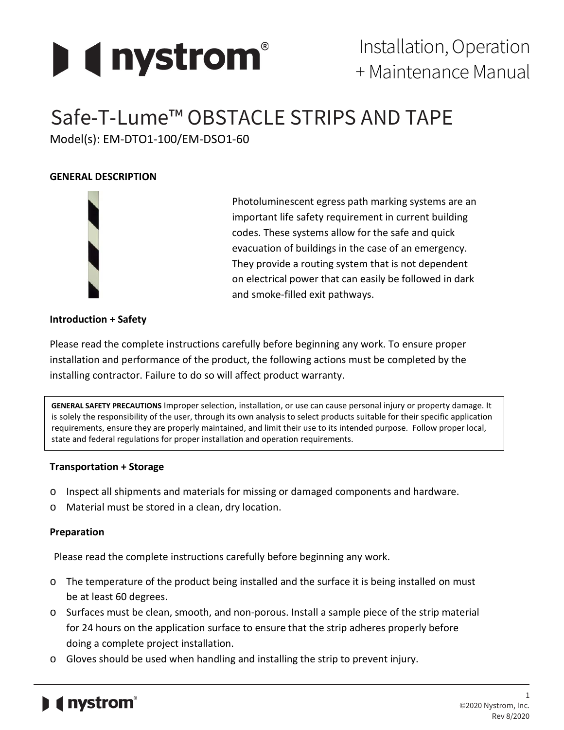# nystrom®

Installation, Operation + Maintenance Manual

# Safe-T-Lume™ OBSTACLE STRIPS AND TAPE

Model(s): EM-DTO1-100/EM-DSO1-60

## GENERAL DESCRIPTION

Photoluminescent egress path marking systems are an important life safety requirement in current building codes. These systems allow for the safe and quick evacuation of buildings in the case of an emergency. They provide a routing system that is not dependent on electrical power that can easily be followed in dark and smoke-filled exit pathways.

### Introduction + Safety

Please read the complete instructions carefully before beginning any work. To ensure proper installation and performance of the product, the following actions must be completed by the installing contractor. Failure to do so will affect product warranty.

> **GENERAL SAFETY PRECAUTIONS** Improper selection, installation, or use can cause personal injury or property damage. It is solely the responsibility of the user, through its own analysis to select products suitable for their specific application requirements, ensure they are properly maintained, and limit their use to its intended purpose. Follow proper local, state and federal regulations for proper installation and operation requirements.

### Transportation + Storage

- Inspect all shipments and materials for missing or damaged components and hardware.
- Material must be stored in a clean, dry location.

### Preparation

Please read the complete instructions carefully before beginning any work.

- The temperature of the product being installed and the surface it is being installed on must be at least 60 degrees.
- Surfaces must be clean, smooth, and non-porous. Install a sample piece of the strip material for 24 hours on the application surface to ensure that the strip adheres properly before doing a complete project installation.
- Gloves should be used when handling and installing the strip to prevent injury.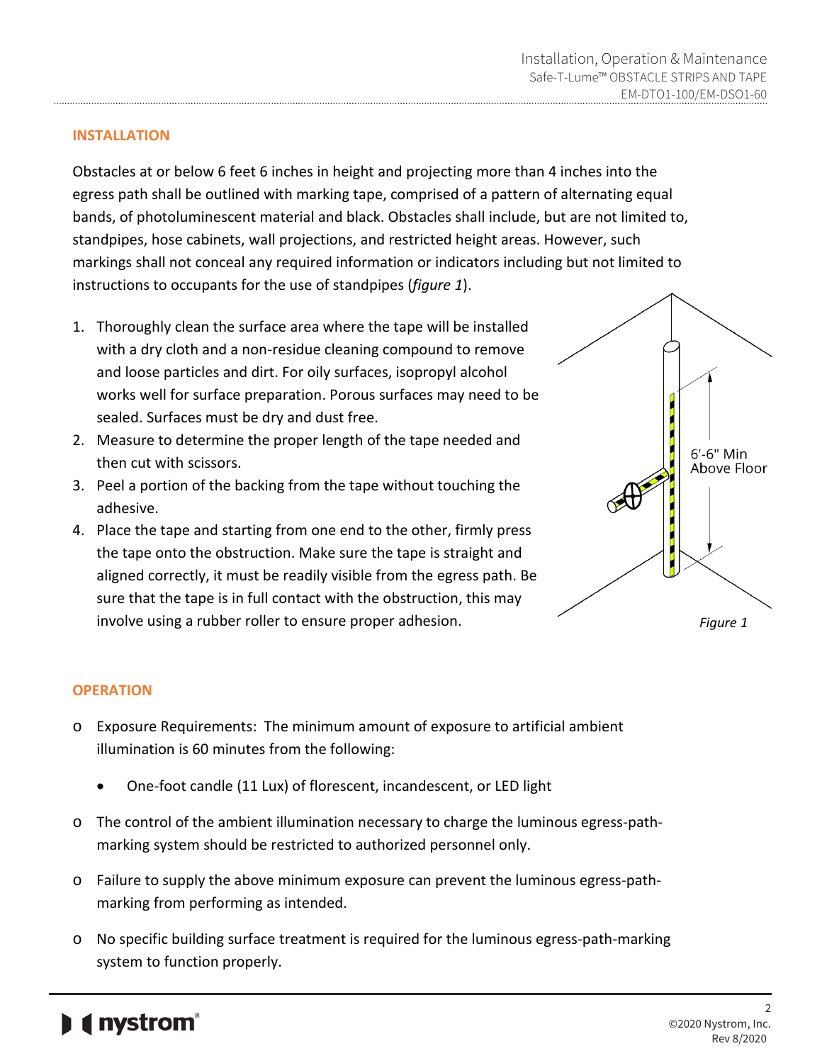## INSTALLATION

Obstacles at or below 6 feet 6 inches in height and projecting more than 4 inches into the egress path shall be outlined with marking tape, comprised of a pattern of alternating equal bands, of photoluminescent material and black. Obstacles shall include, but are not limited to, standpipes, hose cabinets, wall projections, and restricted height areas. However, such markings shall not conceal any required information or indicators including but not limited to instructions to occupants for the use of standpipes (*figure 1*).

1. Thoroughly clean the surface area where the tape will be installed with a dry cloth and a non-residue cleaning compound to remove and loose particles and dirt. For oily surfaces, isopropyl alcohol works well for surface preparation. Porous surfaces may need to be sealed. Surfaces must be dry and dust free.
2. Measure to determine the proper length of the tape needed and then cut with scissors.
3. Peel a portion of the backing from the tape without touching the adhesive.
4. Place the tape and starting from one end to the other, firmly press the tape onto the obstruction. Make sure the tape is straight and aligned correctly, it must be readily visible from the egress path. Be sure that the tape is in full contact with the obstruction, this may involve using a rubber roller to ensure proper adhesion.

6'-6" Min Above Floor

*Figure 1*

## OPERATION

- Exposure Requirements: The minimum amount of exposure to artificial ambient illumination is 60 minutes from the following:
  - One-foot candle (11 Lux) of florescent, incandescent, or LED light
- The control of the ambient illumination necessary to charge the luminous egress-path-marking system should be restricted to authorized personnel only.
- Failure to supply the above minimum exposure can prevent the luminous egress-path-marking from performing as intended.
- No specific building surface treatment is required for the luminous egress-path-marking system to function properly.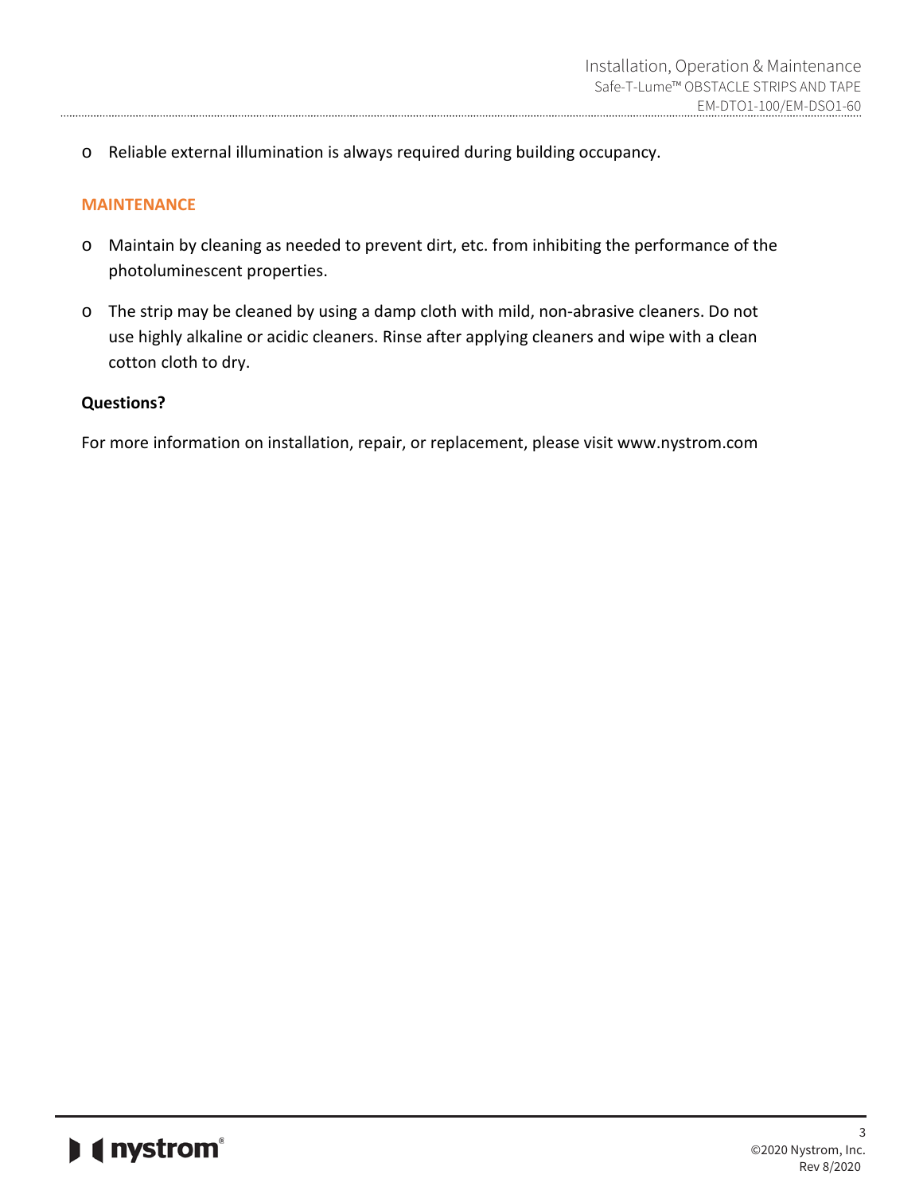- Reliable external illumination is always required during building occupancy.

## MAINTENANCE

- Maintain by cleaning as needed to prevent dirt, etc. from inhibiting the performance of the photoluminescent properties.
- The strip may be cleaned by using a damp cloth with mild, non-abrasive cleaners. Do not use highly alkaline or acidic cleaners. Rinse after applying cleaners and wipe with a clean cotton cloth to dry.

**Questions?**

For more information on installation, repair, or replacement, please visit www.nystrom.com